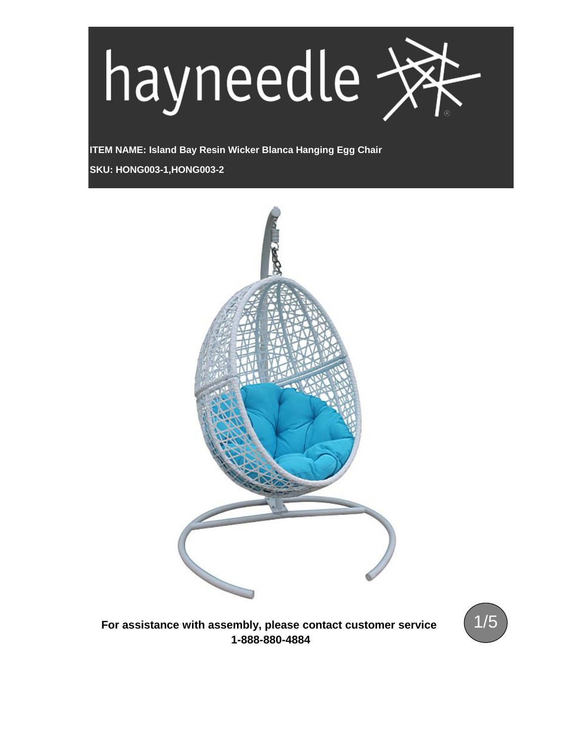hayneedle

**ITEM NAME: Island Bay Resin Wicker Blanca Hanging Egg Chair**

**SKU: HONG003-1,HONG003-2**

**For assistance with assembly, please contact customer service**
**1-888-880-4884**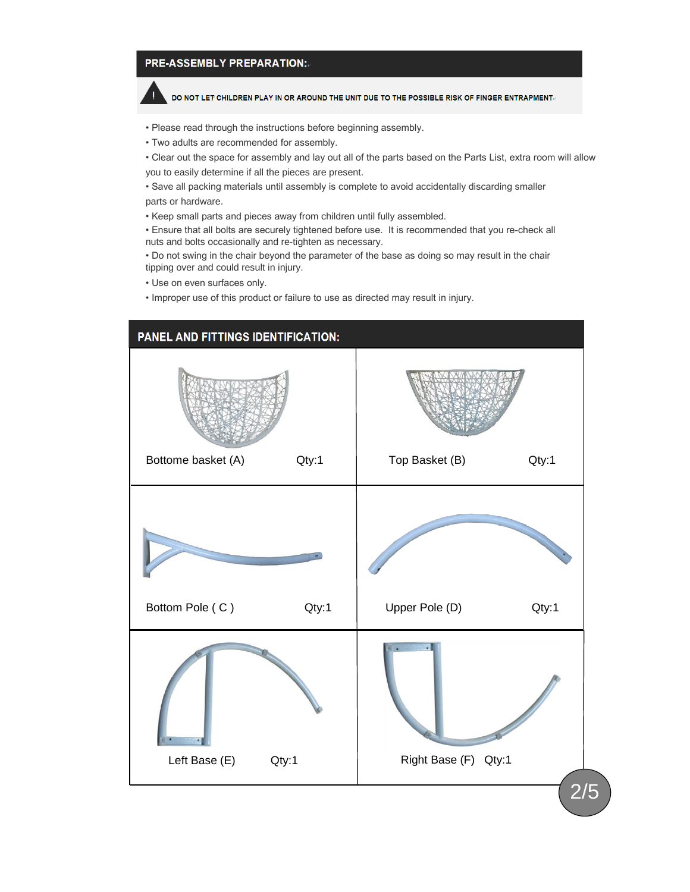## PRE-ASSEMBLY PREPARATION:

**! DO NOT LET CHILDREN PLAY IN OR AROUND THE UNIT DUE TO THE POSSIBLE RISK OF FINGER ENTRAPMENT.**

- Please read through the instructions before beginning assembly.
- Two adults are recommended for assembly.
- Clear out the space for assembly and lay out all of the parts based on the Parts List, extra room will allow you to easily determine if all the pieces are present.
- Save all packing materials until assembly is complete to avoid accidentally discarding smaller parts or hardware.
- Keep small parts and pieces away from children until fully assembled.
- Ensure that all bolts are securely tightened before use. It is recommended that you re-check all nuts and bolts occasionally and re-tighten as necessary.
- Do not swing in the chair beyond the parameter of the base as doing so may result in the chair tipping over and could result in injury.
- Use on even surfaces only.
- Improper use of this product or failure to use as directed may result in injury.

## PANEL AND FITTINGS IDENTIFICATION:

| | |
|---|---|
| Bottome basket (A) Qty:1 | Top Basket (B) Qty:1 |
| Bottom Pole ( C ) Qty:1 | Upper Pole (D) Qty:1 |
| Left Base (E) Qty:1 | Right Base (F) Qty:1 |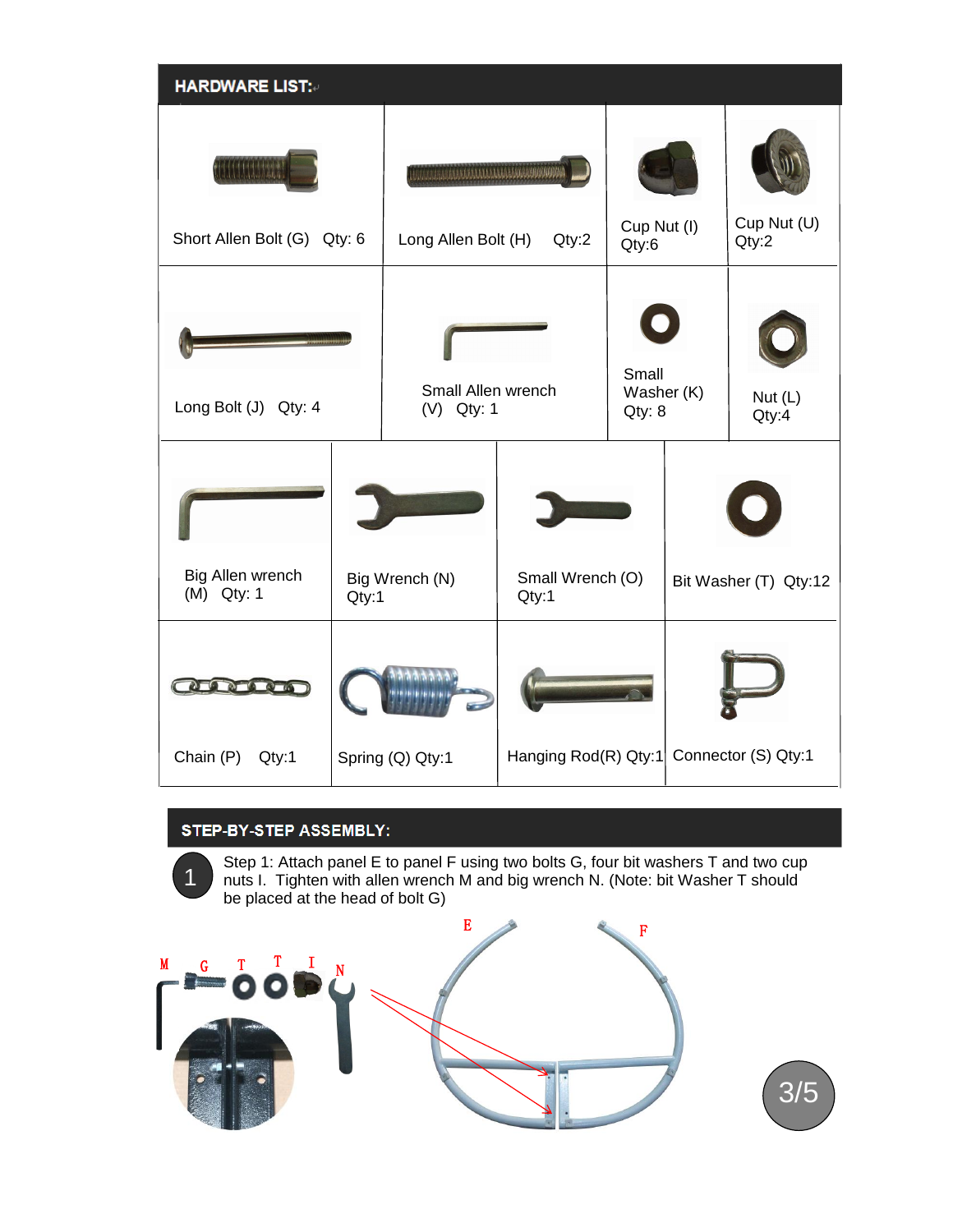## HARDWARE LIST:

| | | | |
|---|---|---|---|
| Short Allen Bolt (G) Qty: 6 | Long Allen Bolt (H) Qty:2 | Cup Nut (I) Qty:6 | Cup Nut (U) Qty:2 |
| Long Bolt (J) Qty: 4 | Small Allen wrench (V) Qty: 1 | Small Washer (K) Qty: 8 | Nut (L) Qty:4 |
| Big Allen wrench (M) Qty: 1 | Big Wrench (N) Qty:1 | Small Wrench (O) Qty:1 | Bit Washer (T) Qty:12 |
| Chain (P) Qty:1 | Spring (Q) Qty:1 | Hanging Rod(R) Qty:1 | Connector (S) Qty:1 |

## STEP-BY-STEP ASSEMBLY:

1. Step 1: Attach panel E to panel F using two bolts G, four bit washers T and two cup nuts I. Tighten with allen wrench M and big wrench N. (Note: bit Washer T should be placed at the head of bolt G)

M G T T I N

E F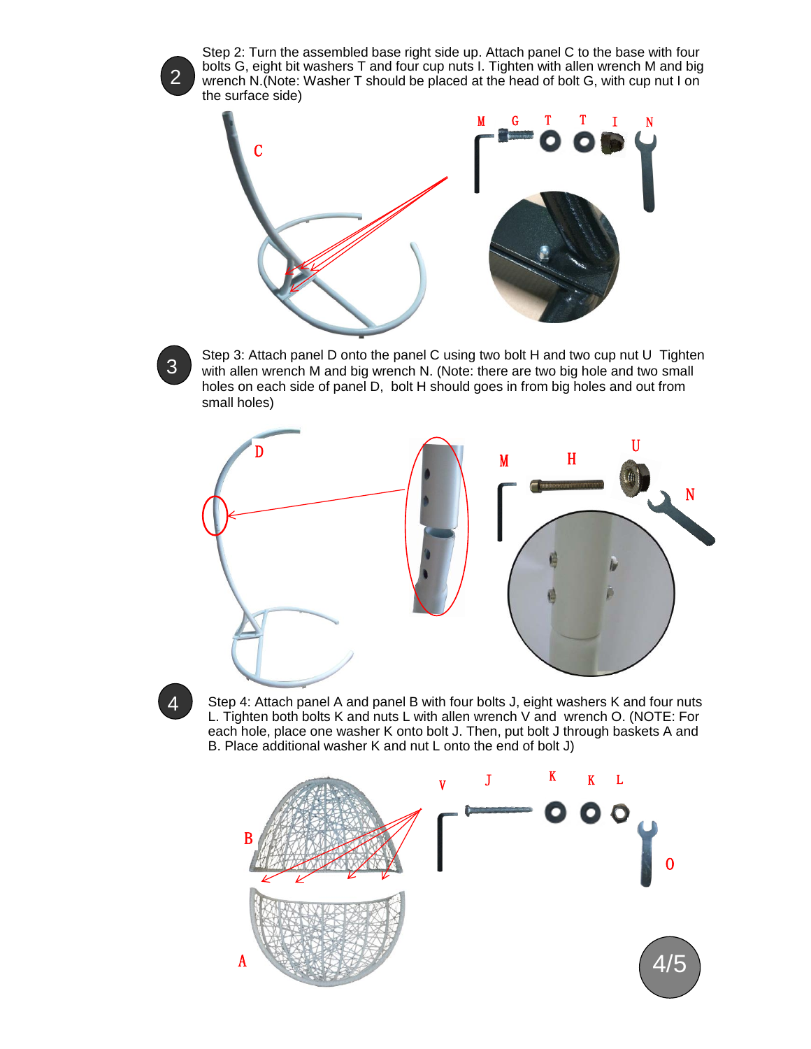**2** Step 2: Turn the assembled base right side up. Attach panel C to the base with four bolts G, eight bit washers T and four cup nuts I. Tighten with allen wrench M and big wrench N.(Note: Washer T should be placed at the head of bolt G, with cup nut I on the surface side)

C

M G T T I N

**3** Step 3: Attach panel D onto the panel C using two bolt H and two cup nut U Tighten with allen wrench M and big wrench N. (Note: there are two big hole and two small holes on each side of panel D, bolt H should goes in from big holes and out from small holes)

D

M H U N

**4** Step 4: Attach panel A and panel B with four bolts J, eight washers K and four nuts L. Tighten both bolts K and nuts L with allen wrench V and wrench O. (NOTE: For each hole, place one washer K onto bolt J. Then, put bolt J through baskets A and B. Place additional washer K and nut L onto the end of bolt J)

B

A

V J K K L

O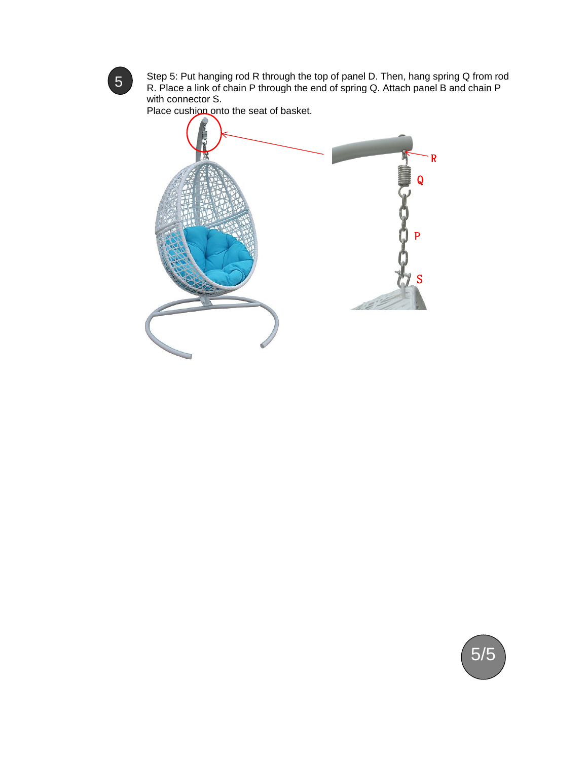5

Step 5: Put hanging rod R through the top of panel D. Then, hang spring Q from rod R. Place a link of chain P through the end of spring Q. Attach panel B and chain P with connector S.

Place cushion onto the seat of basket.

R

Q

P

S